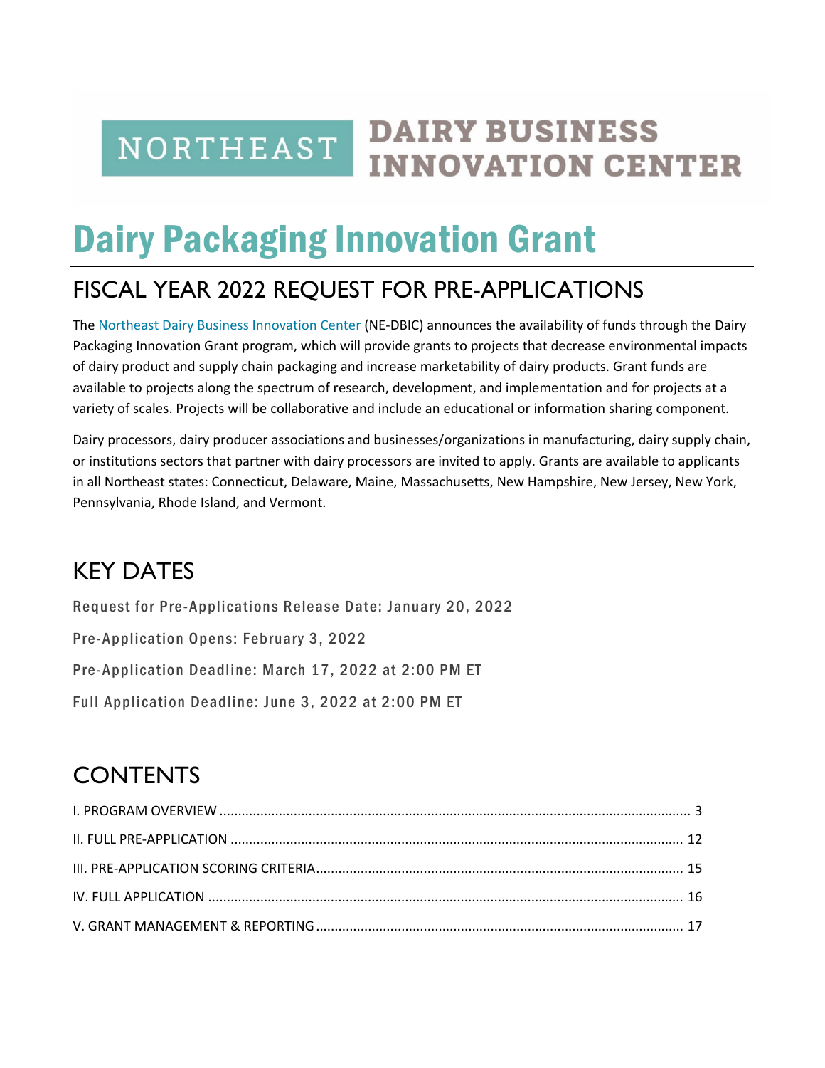NORTHEAST DAIRY BUSINESS INNOVATION CENTER

# Dairy Packaging Innovation Grant

## FISCAL YEAR 2022 REQUEST FOR PRE-APPLICATIONS

The Northeast Dairy Business Innovation Center (NE-DBIC) announces the availability of funds through the Dairy Packaging Innovation Grant program, which will provide grants to projects that decrease environmental impacts of dairy product and supply chain packaging and increase marketability of dairy products. Grant funds are available to projects along the spectrum of research, development, and implementation and for projects at a variety of scales. Projects will be collaborative and include an educational or information sharing component.

Dairy processors, dairy producer associations and businesses/organizations in manufacturing, dairy supply chain, or institutions sectors that partner with dairy processors are invited to apply. Grants are available to applicants in all Northeast states: Connecticut, Delaware, Maine, Massachusetts, New Hampshire, New Jersey, New York, Pennsylvania, Rhode Island, and Vermont.

## KEY DATES

Request for Pre-Applications Release Date: January 20, 2022

Pre-Application Opens: February 3, 2022

Pre-Application Deadline: March 17, 2022 at 2:00 PM ET

Full Application Deadline: June 3, 2022 at 2:00 PM ET

## CONTENTS

I. PROGRAM OVERVIEW ..... 3

II. FULL PRE-APPLICATION ..... 12

III. PRE-APPLICATION SCORING CRITERIA ..... 15

IV. FULL APPLICATION ..... 16

V. GRANT MANAGEMENT & REPORTING ..... 17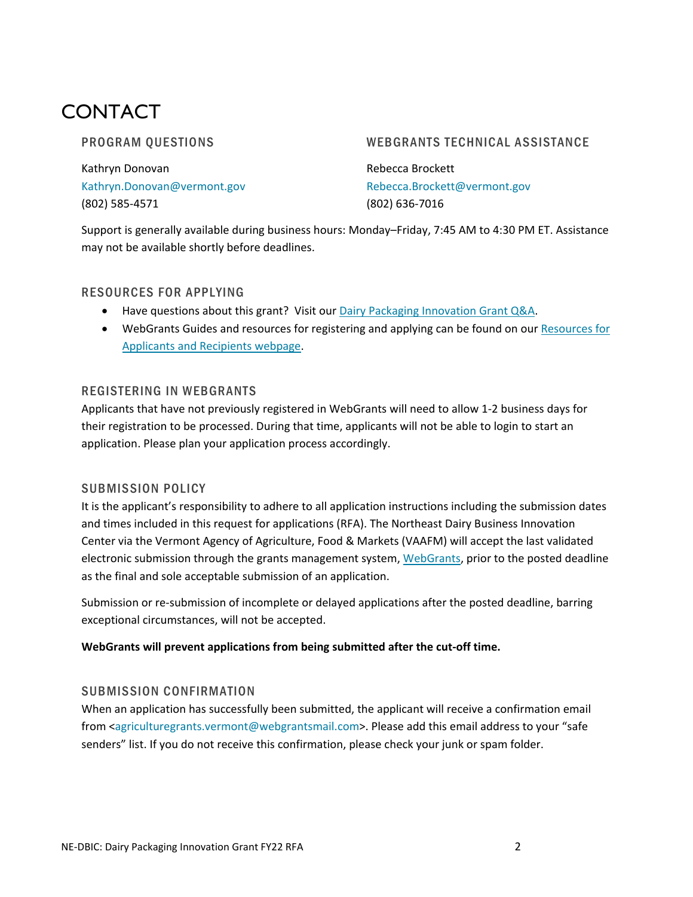# CONTACT

## PROGRAM QUESTIONS

Kathryn Donovan
Kathryn.Donovan@vermont.gov
(802) 585-4571

## WEBGRANTS TECHNICAL ASSISTANCE

Rebecca Brockett
Rebecca.Brockett@vermont.gov
(802) 636-7016

Support is generally available during business hours: Monday–Friday, 7:45 AM to 4:30 PM ET. Assistance may not be available shortly before deadlines.

## RESOURCES FOR APPLYING

- Have questions about this grant? Visit our Dairy Packaging Innovation Grant Q&A.
- WebGrants Guides and resources for registering and applying can be found on our Resources for Applicants and Recipients webpage.

## REGISTERING IN WEBGRANTS

Applicants that have not previously registered in WebGrants will need to allow 1-2 business days for their registration to be processed. During that time, applicants will not be able to login to start an application. Please plan your application process accordingly.

## SUBMISSION POLICY

It is the applicant's responsibility to adhere to all application instructions including the submission dates and times included in this request for applications (RFA). The Northeast Dairy Business Innovation Center via the Vermont Agency of Agriculture, Food & Markets (VAAFM) will accept the last validated electronic submission through the grants management system, WebGrants, prior to the posted deadline as the final and sole acceptable submission of an application.

Submission or re-submission of incomplete or delayed applications after the posted deadline, barring exceptional circumstances, will not be accepted.

**WebGrants will prevent applications from being submitted after the cut-off time.**

## SUBMISSION CONFIRMATION

When an application has successfully been submitted, the applicant will receive a confirmation email from <agriculturegrants.vermont@webgrantsmail.com>. Please add this email address to your "safe senders" list. If you do not receive this confirmation, please check your junk or spam folder.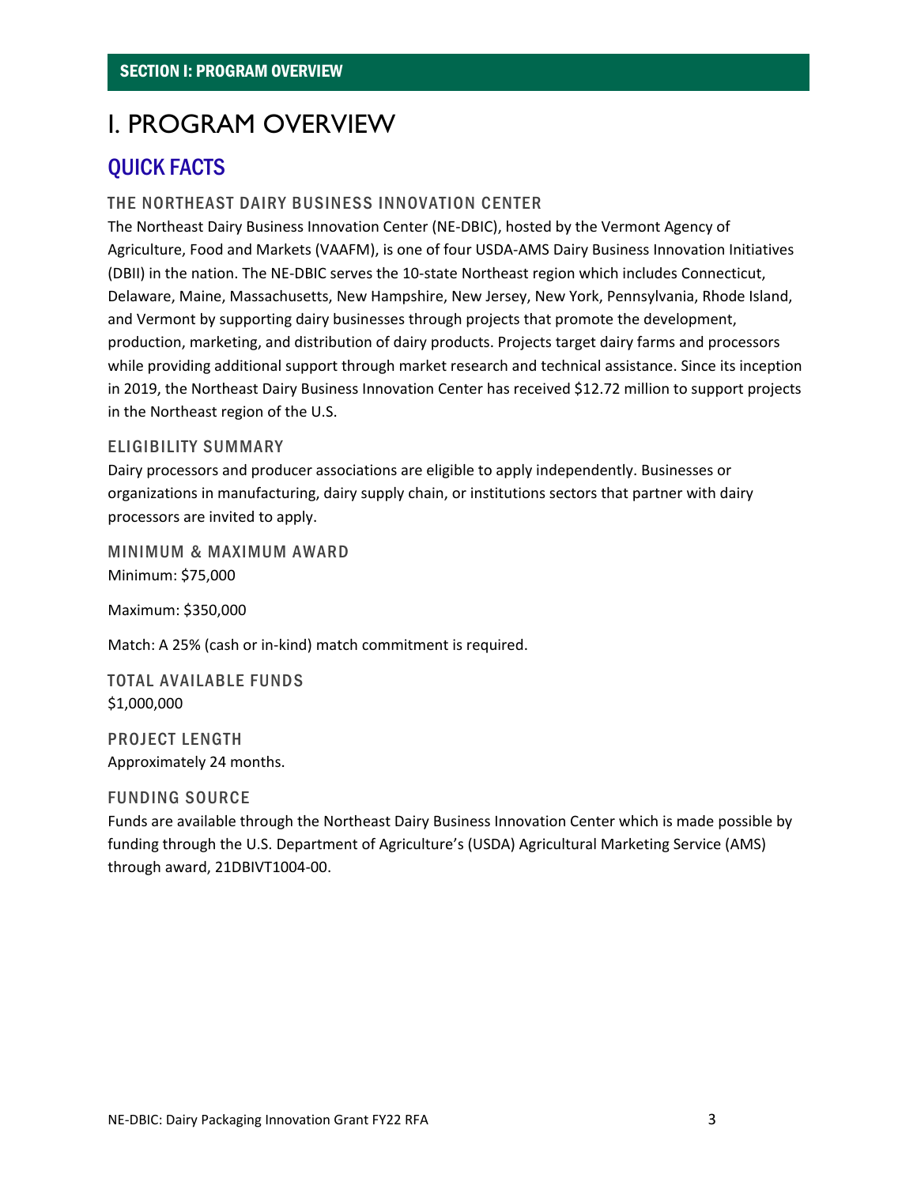SECTION I: PROGRAM OVERVIEW

# I. PROGRAM OVERVIEW

## QUICK FACTS

### THE NORTHEAST DAIRY BUSINESS INNOVATION CENTER

The Northeast Dairy Business Innovation Center (NE-DBIC), hosted by the Vermont Agency of Agriculture, Food and Markets (VAAFM), is one of four USDA-AMS Dairy Business Innovation Initiatives (DBII) in the nation. The NE-DBIC serves the 10-state Northeast region which includes Connecticut, Delaware, Maine, Massachusetts, New Hampshire, New Jersey, New York, Pennsylvania, Rhode Island, and Vermont by supporting dairy businesses through projects that promote the development, production, marketing, and distribution of dairy products. Projects target dairy farms and processors while providing additional support through market research and technical assistance. Since its inception in 2019, the Northeast Dairy Business Innovation Center has received $12.72 million to support projects in the Northeast region of the U.S.

### ELIGIBILITY SUMMARY

Dairy processors and producer associations are eligible to apply independently. Businesses or organizations in manufacturing, dairy supply chain, or institutions sectors that partner with dairy processors are invited to apply.

### MINIMUM & MAXIMUM AWARD

Minimum: $75,000

Maximum: $350,000

Match: A 25% (cash or in-kind) match commitment is required.

### TOTAL AVAILABLE FUNDS

$1,000,000

### PROJECT LENGTH

Approximately 24 months.

### FUNDING SOURCE

Funds are available through the Northeast Dairy Business Innovation Center which is made possible by funding through the U.S. Department of Agriculture's (USDA) Agricultural Marketing Service (AMS) through award, 21DBIVT1004-00.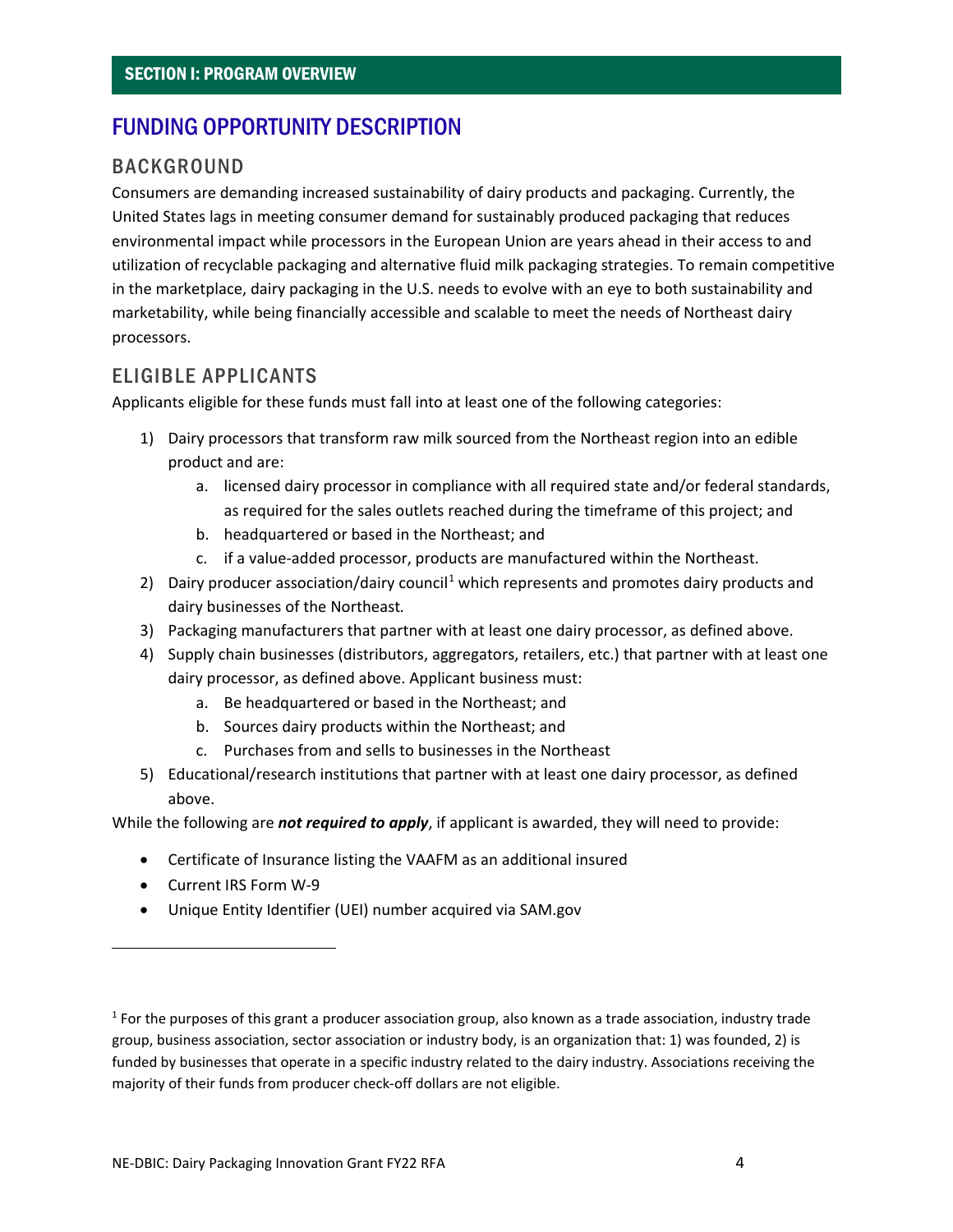## SECTION I: PROGRAM OVERVIEW

# FUNDING OPPORTUNITY DESCRIPTION

### BACKGROUND

Consumers are demanding increased sustainability of dairy products and packaging. Currently, the United States lags in meeting consumer demand for sustainably produced packaging that reduces environmental impact while processors in the European Union are years ahead in their access to and utilization of recyclable packaging and alternative fluid milk packaging strategies. To remain competitive in the marketplace, dairy packaging in the U.S. needs to evolve with an eye to both sustainability and marketability, while being financially accessible and scalable to meet the needs of Northeast dairy processors.

### ELIGIBLE APPLICANTS

Applicants eligible for these funds must fall into at least one of the following categories:

1) Dairy processors that transform raw milk sourced from the Northeast region into an edible product and are:
    a. licensed dairy processor in compliance with all required state and/or federal standards, as required for the sales outlets reached during the timeframe of this project; and
    b. headquartered or based in the Northeast; and
    c. if a value-added processor, products are manufactured within the Northeast.
2) Dairy producer association/dairy council[1] which represents and promotes dairy products and dairy businesses of the Northeast.
3) Packaging manufacturers that partner with at least one dairy processor, as defined above.
4) Supply chain businesses (distributors, aggregators, retailers, etc.) that partner with at least one dairy processor, as defined above. Applicant business must:
    a. Be headquartered or based in the Northeast; and
    b. Sources dairy products within the Northeast; and
    c. Purchases from and sells to businesses in the Northeast
5) Educational/research institutions that partner with at least one dairy processor, as defined above.

While the following are ***not required to apply***, if applicant is awarded, they will need to provide:

- Certificate of Insurance listing the VAAFM as an additional insured
- Current IRS Form W-9
- Unique Entity Identifier (UEI) number acquired via SAM.gov

[1] For the purposes of this grant a producer association group, also known as a trade association, industry trade group, business association, sector association or industry body, is an organization that: 1) was founded, 2) is funded by businesses that operate in a specific industry related to the dairy industry. Associations receiving the majority of their funds from producer check-off dollars are not eligible.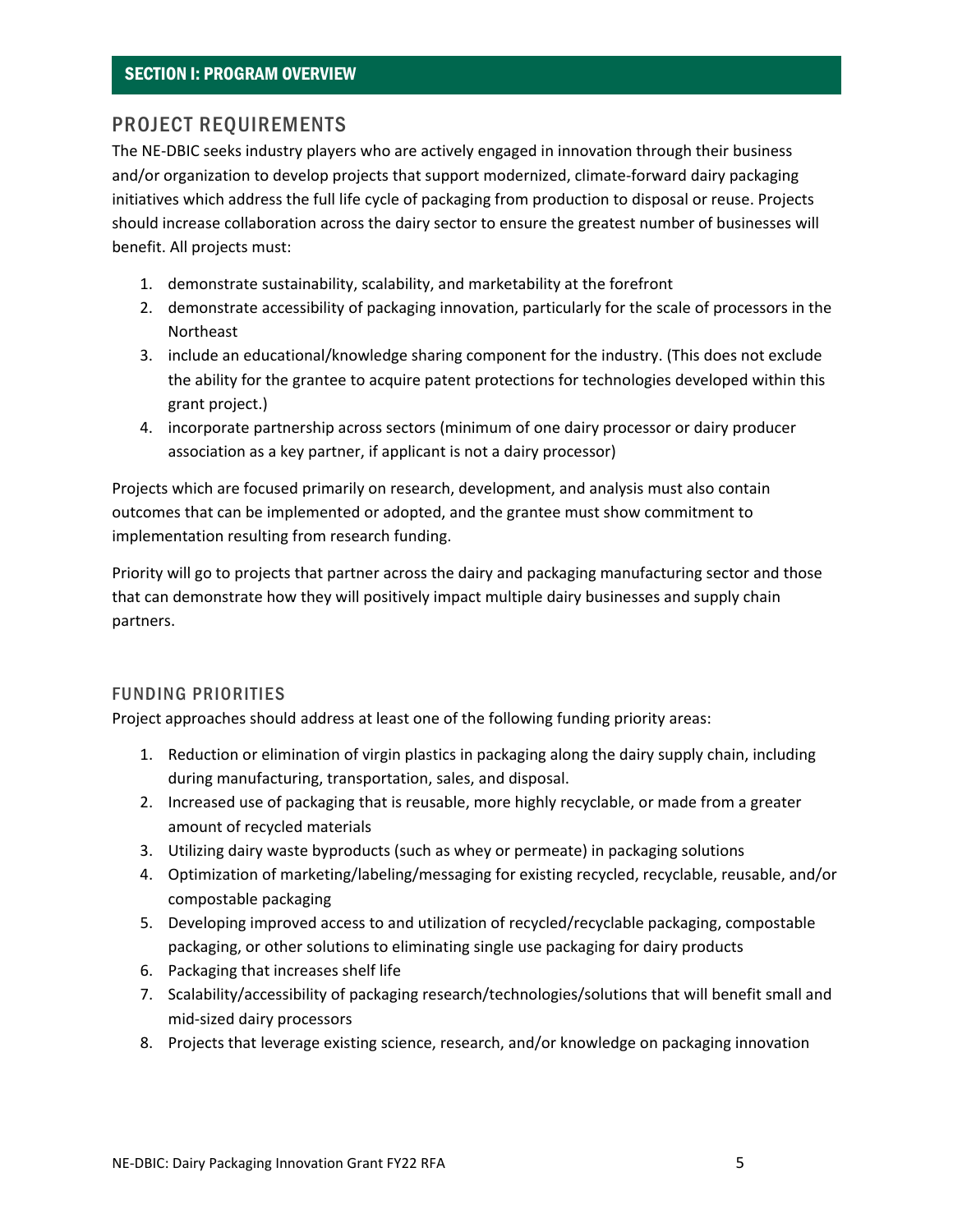## SECTION I: PROGRAM OVERVIEW

### PROJECT REQUIREMENTS

The NE-DBIC seeks industry players who are actively engaged in innovation through their business and/or organization to develop projects that support modernized, climate-forward dairy packaging initiatives which address the full life cycle of packaging from production to disposal or reuse. Projects should increase collaboration across the dairy sector to ensure the greatest number of businesses will benefit. All projects must:

1. demonstrate sustainability, scalability, and marketability at the forefront
2. demonstrate accessibility of packaging innovation, particularly for the scale of processors in the Northeast
3. include an educational/knowledge sharing component for the industry. (This does not exclude the ability for the grantee to acquire patent protections for technologies developed within this grant project.)
4. incorporate partnership across sectors (minimum of one dairy processor or dairy producer association as a key partner, if applicant is not a dairy processor)

Projects which are focused primarily on research, development, and analysis must also contain outcomes that can be implemented or adopted, and the grantee must show commitment to implementation resulting from research funding.

Priority will go to projects that partner across the dairy and packaging manufacturing sector and those that can demonstrate how they will positively impact multiple dairy businesses and supply chain partners.

### FUNDING PRIORITIES

Project approaches should address at least one of the following funding priority areas:

1. Reduction or elimination of virgin plastics in packaging along the dairy supply chain, including during manufacturing, transportation, sales, and disposal.
2. Increased use of packaging that is reusable, more highly recyclable, or made from a greater amount of recycled materials
3. Utilizing dairy waste byproducts (such as whey or permeate) in packaging solutions
4. Optimization of marketing/labeling/messaging for existing recycled, recyclable, reusable, and/or compostable packaging
5. Developing improved access to and utilization of recycled/recyclable packaging, compostable packaging, or other solutions to eliminating single use packaging for dairy products
6. Packaging that increases shelf life
7. Scalability/accessibility of packaging research/technologies/solutions that will benefit small and mid-sized dairy processors
8. Projects that leverage existing science, research, and/or knowledge on packaging innovation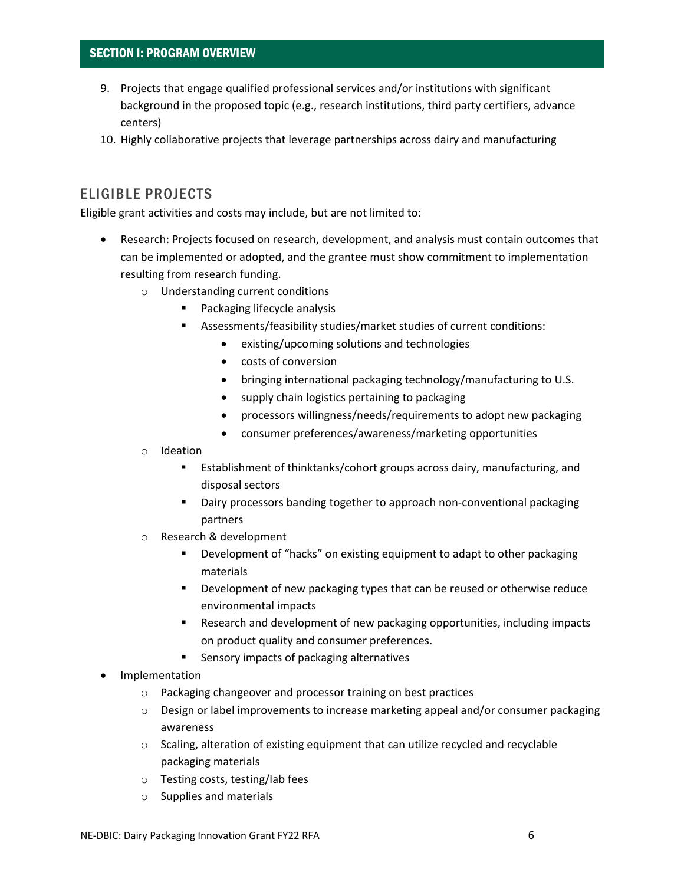9. Projects that engage qualified professional services and/or institutions with significant background in the proposed topic (e.g., research institutions, third party certifiers, advance centers)
10. Highly collaborative projects that leverage partnerships across dairy and manufacturing

## ELIGIBLE PROJECTS

Eligible grant activities and costs may include, but are not limited to:

- Research: Projects focused on research, development, and analysis must contain outcomes that can be implemented or adopted, and the grantee must show commitment to implementation resulting from research funding.
  - Understanding current conditions
    - Packaging lifecycle analysis
    - Assessments/feasibility studies/market studies of current conditions:
      - existing/upcoming solutions and technologies
      - costs of conversion
      - bringing international packaging technology/manufacturing to U.S.
      - supply chain logistics pertaining to packaging
      - processors willingness/needs/requirements to adopt new packaging
      - consumer preferences/awareness/marketing opportunities
  - Ideation
    - Establishment of thinktanks/cohort groups across dairy, manufacturing, and disposal sectors
    - Dairy processors banding together to approach non-conventional packaging partners
  - Research & development
    - Development of "hacks" on existing equipment to adapt to other packaging materials
    - Development of new packaging types that can be reused or otherwise reduce environmental impacts
    - Research and development of new packaging opportunities, including impacts on product quality and consumer preferences.
    - Sensory impacts of packaging alternatives
- Implementation
  - Packaging changeover and processor training on best practices
  - Design or label improvements to increase marketing appeal and/or consumer packaging awareness
  - Scaling, alteration of existing equipment that can utilize recycled and recyclable packaging materials
  - Testing costs, testing/lab fees
  - Supplies and materials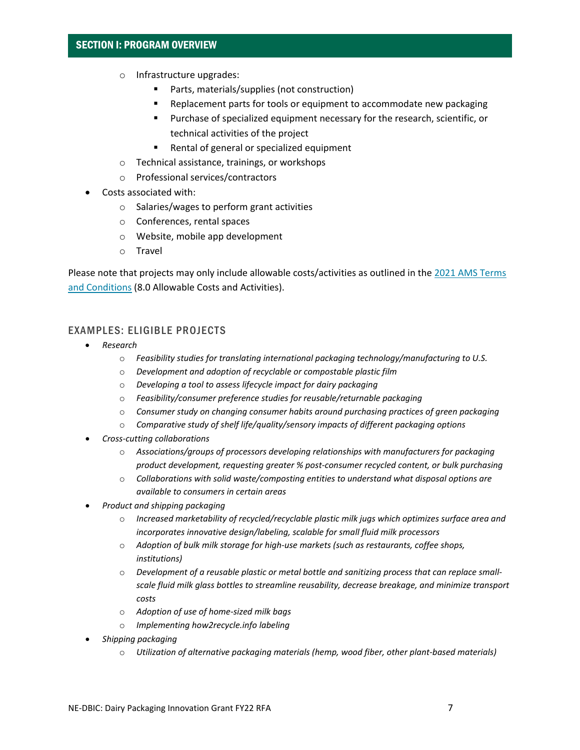- Infrastructure upgrades:
  - Parts, materials/supplies (not construction)
  - Replacement parts for tools or equipment to accommodate new packaging
  - Purchase of specialized equipment necessary for the research, scientific, or technical activities of the project
  - Rental of general or specialized equipment
- Technical assistance, trainings, or workshops
- Professional services/contractors

- Costs associated with:
  - Salaries/wages to perform grant activities
  - Conferences, rental spaces
  - Website, mobile app development
  - Travel

Please note that projects may only include allowable costs/activities as outlined in the [2021 AMS Terms and Conditions](#) (8.0 Allowable Costs and Activities).

## EXAMPLES: ELIGIBLE PROJECTS

- *Research*
  - *Feasibility studies for translating international packaging technology/manufacturing to U.S.*
  - *Development and adoption of recyclable or compostable plastic film*
  - *Developing a tool to assess lifecycle impact for dairy packaging*
  - *Feasibility/consumer preference studies for reusable/returnable packaging*
  - *Consumer study on changing consumer habits around purchasing practices of green packaging*
  - *Comparative study of shelf life/quality/sensory impacts of different packaging options*
- *Cross-cutting collaborations*
  - *Associations/groups of processors developing relationships with manufacturers for packaging product development, requesting greater % post-consumer recycled content, or bulk purchasing*
  - *Collaborations with solid waste/composting entities to understand what disposal options are available to consumers in certain areas*
- *Product and shipping packaging*
  - *Increased marketability of recycled/recyclable plastic milk jugs which optimizes surface area and incorporates innovative design/labeling, scalable for small fluid milk processors*
  - *Adoption of bulk milk storage for high-use markets (such as restaurants, coffee shops, institutions)*
  - *Development of a reusable plastic or metal bottle and sanitizing process that can replace small-scale fluid milk glass bottles to streamline reusability, decrease breakage, and minimize transport costs*
  - *Adoption of use of home-sized milk bags*
  - *Implementing how2recycle.info labeling*
- *Shipping packaging*
  - *Utilization of alternative packaging materials (hemp, wood fiber, other plant-based materials)*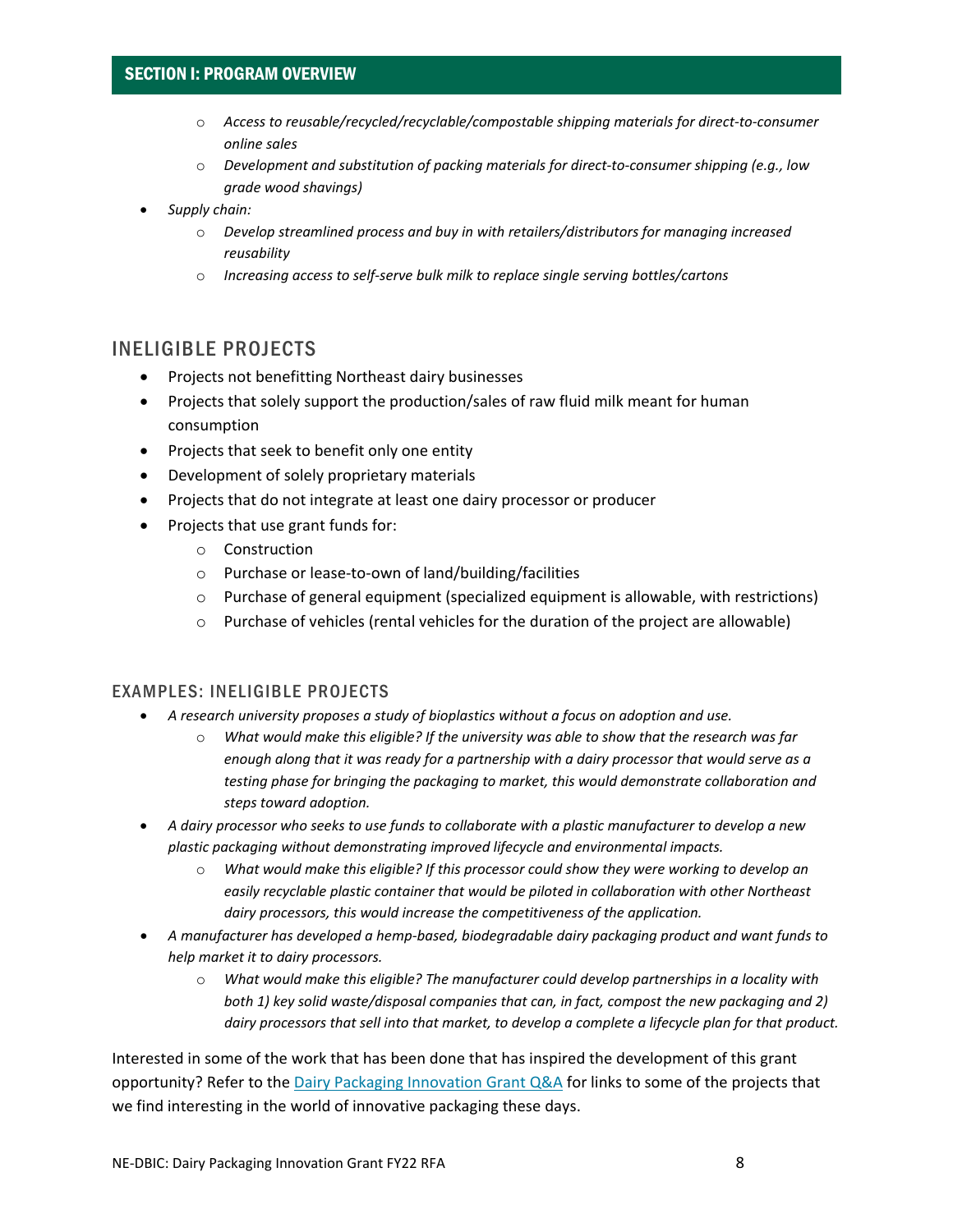- *Access to reusable/recycled/recyclable/compostable shipping materials for direct-to-consumer online sales*
    - *Development and substitution of packing materials for direct-to-consumer shipping (e.g., low grade wood shavings)*
- *Supply chain:*
    - *Develop streamlined process and buy in with retailers/distributors for managing increased reusability*
    - *Increasing access to self-serve bulk milk to replace single serving bottles/cartons*

## INELIGIBLE PROJECTS

- Projects not benefitting Northeast dairy businesses
- Projects that solely support the production/sales of raw fluid milk meant for human consumption
- Projects that seek to benefit only one entity
- Development of solely proprietary materials
- Projects that do not integrate at least one dairy processor or producer
- Projects that use grant funds for:
    - Construction
    - Purchase or lease-to-own of land/building/facilities
    - Purchase of general equipment (specialized equipment is allowable, with restrictions)
    - Purchase of vehicles (rental vehicles for the duration of the project are allowable)

### EXAMPLES: INELIGIBLE PROJECTS

- *A research university proposes a study of bioplastics without a focus on adoption and use.*
    - *What would make this eligible? If the university was able to show that the research was far enough along that it was ready for a partnership with a dairy processor that would serve as a testing phase for bringing the packaging to market, this would demonstrate collaboration and steps toward adoption.*
- *A dairy processor who seeks to use funds to collaborate with a plastic manufacturer to develop a new plastic packaging without demonstrating improved lifecycle and environmental impacts.*
    - *What would make this eligible? If this processor could show they were working to develop an easily recyclable plastic container that would be piloted in collaboration with other Northeast dairy processors, this would increase the competitiveness of the application.*
- *A manufacturer has developed a hemp-based, biodegradable dairy packaging product and want funds to help market it to dairy processors.*
    - *What would make this eligible? The manufacturer could develop partnerships in a locality with both 1) key solid waste/disposal companies that can, in fact, compost the new packaging and 2) dairy processors that sell into that market, to develop a complete a lifecycle plan for that product.*

Interested in some of the work that has been done that has inspired the development of this grant opportunity? Refer to the Dairy Packaging Innovation Grant Q&A for links to some of the projects that we find interesting in the world of innovative packaging these days.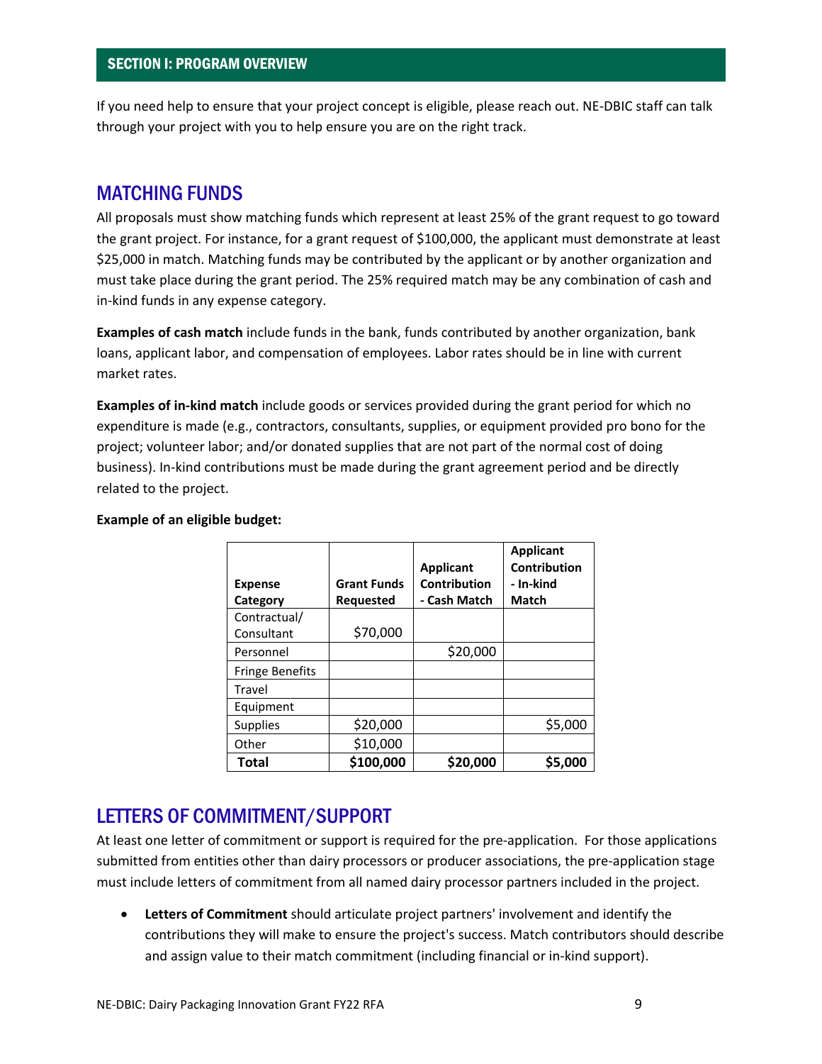## SECTION I: PROGRAM OVERVIEW

If you need help to ensure that your project concept is eligible, please reach out. NE-DBIC staff can talk through your project with you to help ensure you are on the right track.

## MATCHING FUNDS

All proposals must show matching funds which represent at least 25% of the grant request to go toward the grant project. For instance, for a grant request of $100,000, the applicant must demonstrate at least $25,000 in match. Matching funds may be contributed by the applicant or by another organization and must take place during the grant period. The 25% required match may be any combination of cash and in-kind funds in any expense category.

**Examples of cash match** include funds in the bank, funds contributed by another organization, bank loans, applicant labor, and compensation of employees. Labor rates should be in line with current market rates.

**Examples of in-kind match** include goods or services provided during the grant period for which no expenditure is made (e.g., contractors, consultants, supplies, or equipment provided pro bono for the project; volunteer labor; and/or donated supplies that are not part of the normal cost of doing business). In-kind contributions must be made during the grant agreement period and be directly related to the project.

**Example of an eligible budget:**

| Expense Category | Grant Funds Requested | Applicant Contribution - Cash Match | Applicant Contribution - In-kind Match |
|---|---|---|---|
| Contractual/ Consultant | $70,000 | | |
| Personnel | | $20,000 | |
| Fringe Benefits | | | |
| Travel | | | |
| Equipment | | | |
| Supplies | $20,000 | | $5,000 |
| Other | $10,000 | | |
| **Total** | **$100,000** | **$20,000** | **$5,000** |

## LETTERS OF COMMITMENT/SUPPORT

At least one letter of commitment or support is required for the pre-application. For those applications submitted from entities other than dairy processors or producer associations, the pre-application stage must include letters of commitment from all named dairy processor partners included in the project.

- **Letters of Commitment** should articulate project partners' involvement and identify the contributions they will make to ensure the project's success. Match contributors should describe and assign value to their match commitment (including financial or in-kind support).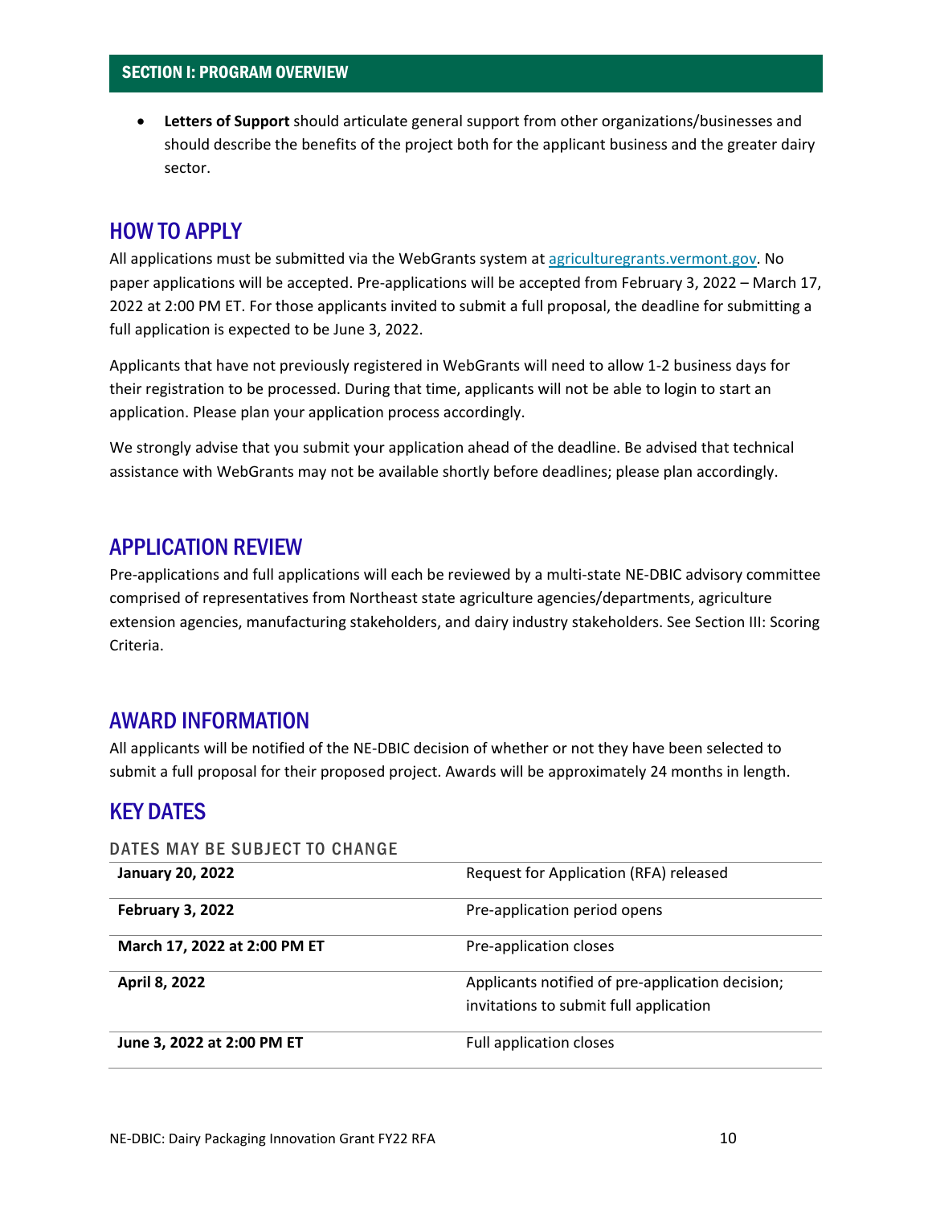## SECTION I: PROGRAM OVERVIEW

- **Letters of Support** should articulate general support from other organizations/businesses and should describe the benefits of the project both for the applicant business and the greater dairy sector.

## HOW TO APPLY

All applications must be submitted via the WebGrants system at agriculturegrants.vermont.gov. No paper applications will be accepted. Pre-applications will be accepted from February 3, 2022 – March 17, 2022 at 2:00 PM ET. For those applicants invited to submit a full proposal, the deadline for submitting a full application is expected to be June 3, 2022.

Applicants that have not previously registered in WebGrants will need to allow 1-2 business days for their registration to be processed. During that time, applicants will not be able to login to start an application. Please plan your application process accordingly.

We strongly advise that you submit your application ahead of the deadline. Be advised that technical assistance with WebGrants may not be available shortly before deadlines; please plan accordingly.

## APPLICATION REVIEW

Pre-applications and full applications will each be reviewed by a multi-state NE-DBIC advisory committee comprised of representatives from Northeast state agriculture agencies/departments, agriculture extension agencies, manufacturing stakeholders, and dairy industry stakeholders. See Section III: Scoring Criteria.

## AWARD INFORMATION

All applicants will be notified of the NE-DBIC decision of whether or not they have been selected to submit a full proposal for their proposed project. Awards will be approximately 24 months in length.

## KEY DATES

DATES MAY BE SUBJECT TO CHANGE

| | |
|---|---|
| **January 20, 2022** | Request for Application (RFA) released |
| **February 3, 2022** | Pre-application period opens |
| **March 17, 2022 at 2:00 PM ET** | Pre-application closes |
| **April 8, 2022** | Applicants notified of pre-application decision; invitations to submit full application |
| **June 3, 2022 at 2:00 PM ET** | Full application closes |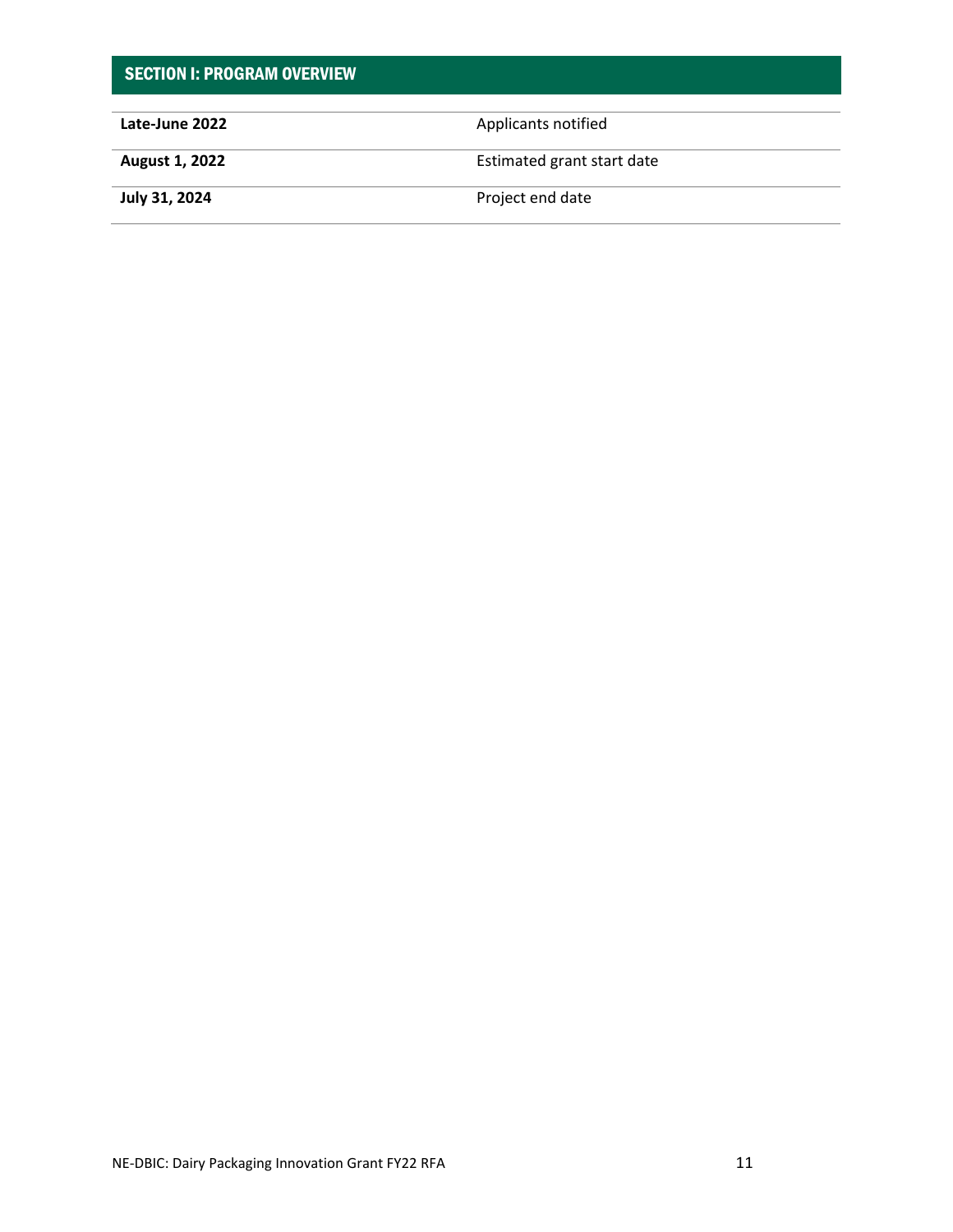## SECTION I: PROGRAM OVERVIEW

| | |
|---|---|
| **Late-June 2022** | Applicants notified |
| **August 1, 2022** | Estimated grant start date |
| **July 31, 2024** | Project end date |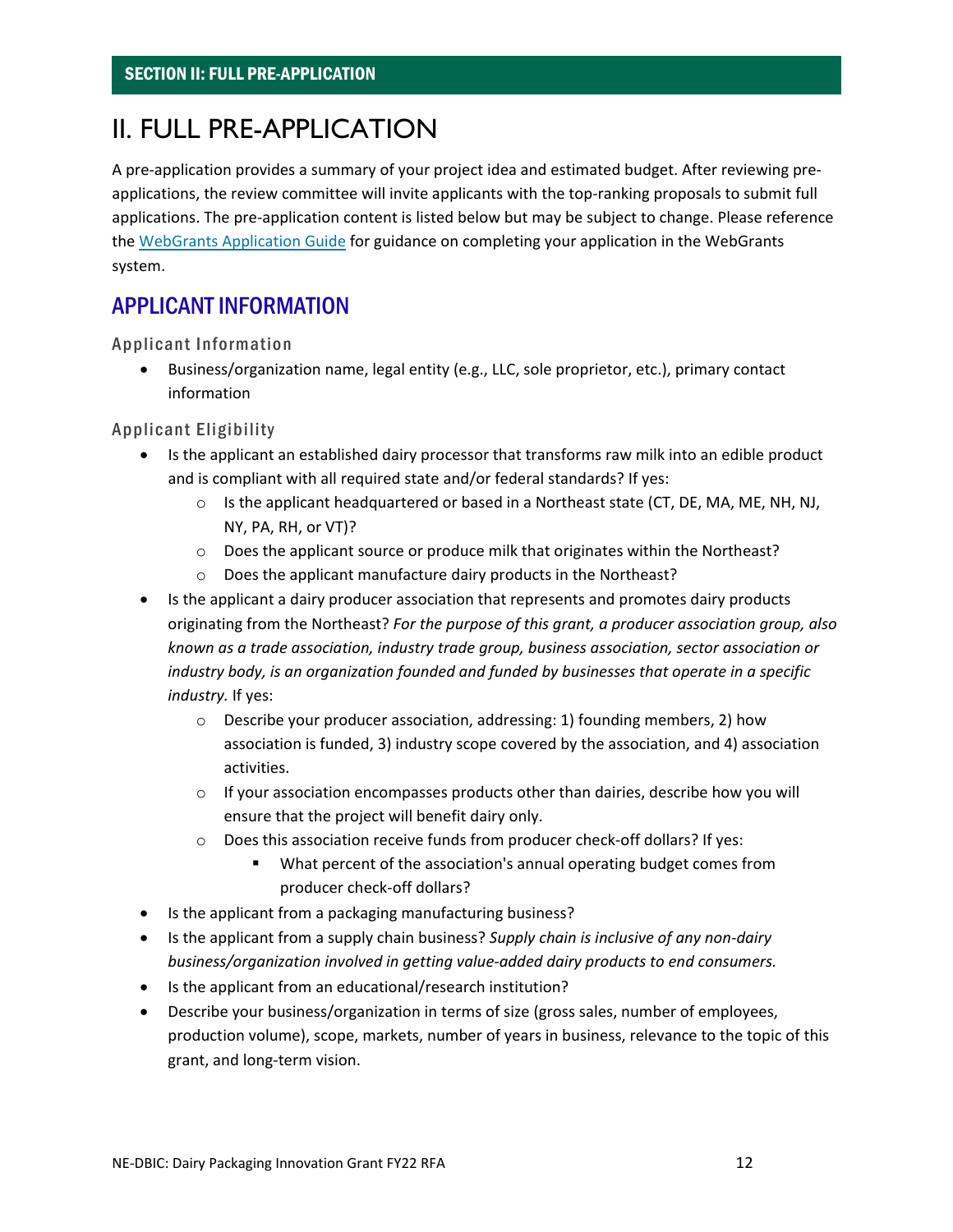## SECTION II: FULL PRE-APPLICATION

# II. FULL PRE-APPLICATION

A pre-application provides a summary of your project idea and estimated budget. After reviewing pre-applications, the review committee will invite applicants with the top-ranking proposals to submit full applications. The pre-application content is listed below but may be subject to change. Please reference the WebGrants Application Guide for guidance on completing your application in the WebGrants system.

## APPLICANT INFORMATION

### Applicant Information

- Business/organization name, legal entity (e.g., LLC, sole proprietor, etc.), primary contact information

### Applicant Eligibility

- Is the applicant an established dairy processor that transforms raw milk into an edible product and is compliant with all required state and/or federal standards? If yes:
    - Is the applicant headquartered or based in a Northeast state (CT, DE, MA, ME, NH, NJ, NY, PA, RH, or VT)?
    - Does the applicant source or produce milk that originates within the Northeast?
    - Does the applicant manufacture dairy products in the Northeast?
- Is the applicant a dairy producer association that represents and promotes dairy products originating from the Northeast? *For the purpose of this grant, a producer association group, also known as a trade association, industry trade group, business association, sector association or industry body, is an organization founded and funded by businesses that operate in a specific industry.* If yes:
    - Describe your producer association, addressing: 1) founding members, 2) how association is funded, 3) industry scope covered by the association, and 4) association activities.
    - If your association encompasses products other than dairies, describe how you will ensure that the project will benefit dairy only.
    - Does this association receive funds from producer check-off dollars? If yes:
        - What percent of the association's annual operating budget comes from producer check-off dollars?
- Is the applicant from a packaging manufacturing business?
- Is the applicant from a supply chain business? *Supply chain is inclusive of any non-dairy business/organization involved in getting value-added dairy products to end consumers.*
- Is the applicant from an educational/research institution?
- Describe your business/organization in terms of size (gross sales, number of employees, production volume), scope, markets, number of years in business, relevance to the topic of this grant, and long-term vision.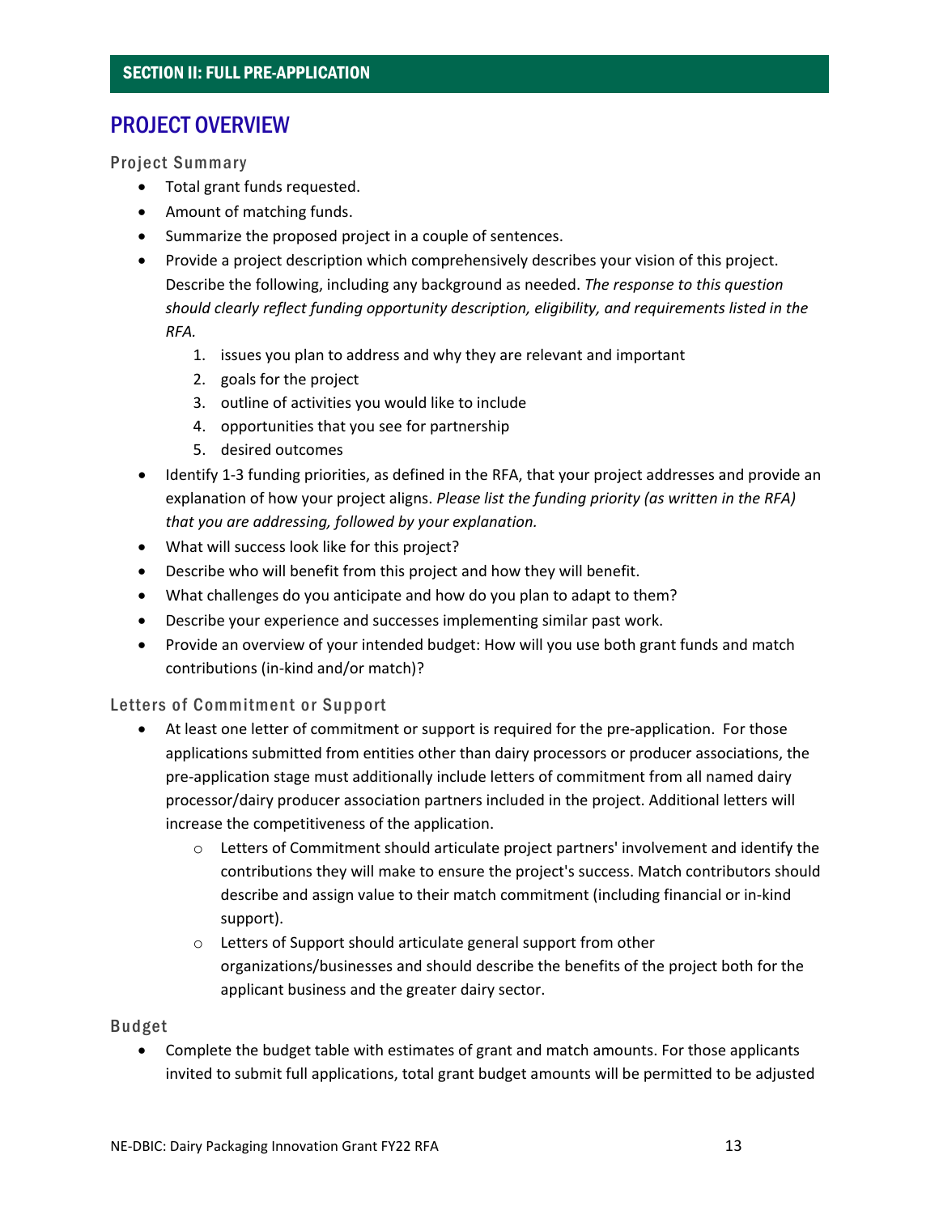## SECTION II: FULL PRE-APPLICATION

# PROJECT OVERVIEW

### Project Summary

- Total grant funds requested.
- Amount of matching funds.
- Summarize the proposed project in a couple of sentences.
- Provide a project description which comprehensively describes your vision of this project. Describe the following, including any background as needed. *The response to this question should clearly reflect funding opportunity description, eligibility, and requirements listed in the RFA.*
    1. issues you plan to address and why they are relevant and important
    2. goals for the project
    3. outline of activities you would like to include
    4. opportunities that you see for partnership
    5. desired outcomes
- Identify 1-3 funding priorities, as defined in the RFA, that your project addresses and provide an explanation of how your project aligns. *Please list the funding priority (as written in the RFA) that you are addressing, followed by your explanation.*
- What will success look like for this project?
- Describe who will benefit from this project and how they will benefit.
- What challenges do you anticipate and how do you plan to adapt to them?
- Describe your experience and successes implementing similar past work.
- Provide an overview of your intended budget: How will you use both grant funds and match contributions (in-kind and/or match)?

### Letters of Commitment or Support

- At least one letter of commitment or support is required for the pre-application. For those applications submitted from entities other than dairy processors or producer associations, the pre-application stage must additionally include letters of commitment from all named dairy processor/dairy producer association partners included in the project. Additional letters will increase the competitiveness of the application.
    - Letters of Commitment should articulate project partners' involvement and identify the contributions they will make to ensure the project's success. Match contributors should describe and assign value to their match commitment (including financial or in-kind support).
    - Letters of Support should articulate general support from other organizations/businesses and should describe the benefits of the project both for the applicant business and the greater dairy sector.

### Budget

- Complete the budget table with estimates of grant and match amounts. For those applicants invited to submit full applications, total grant budget amounts will be permitted to be adjusted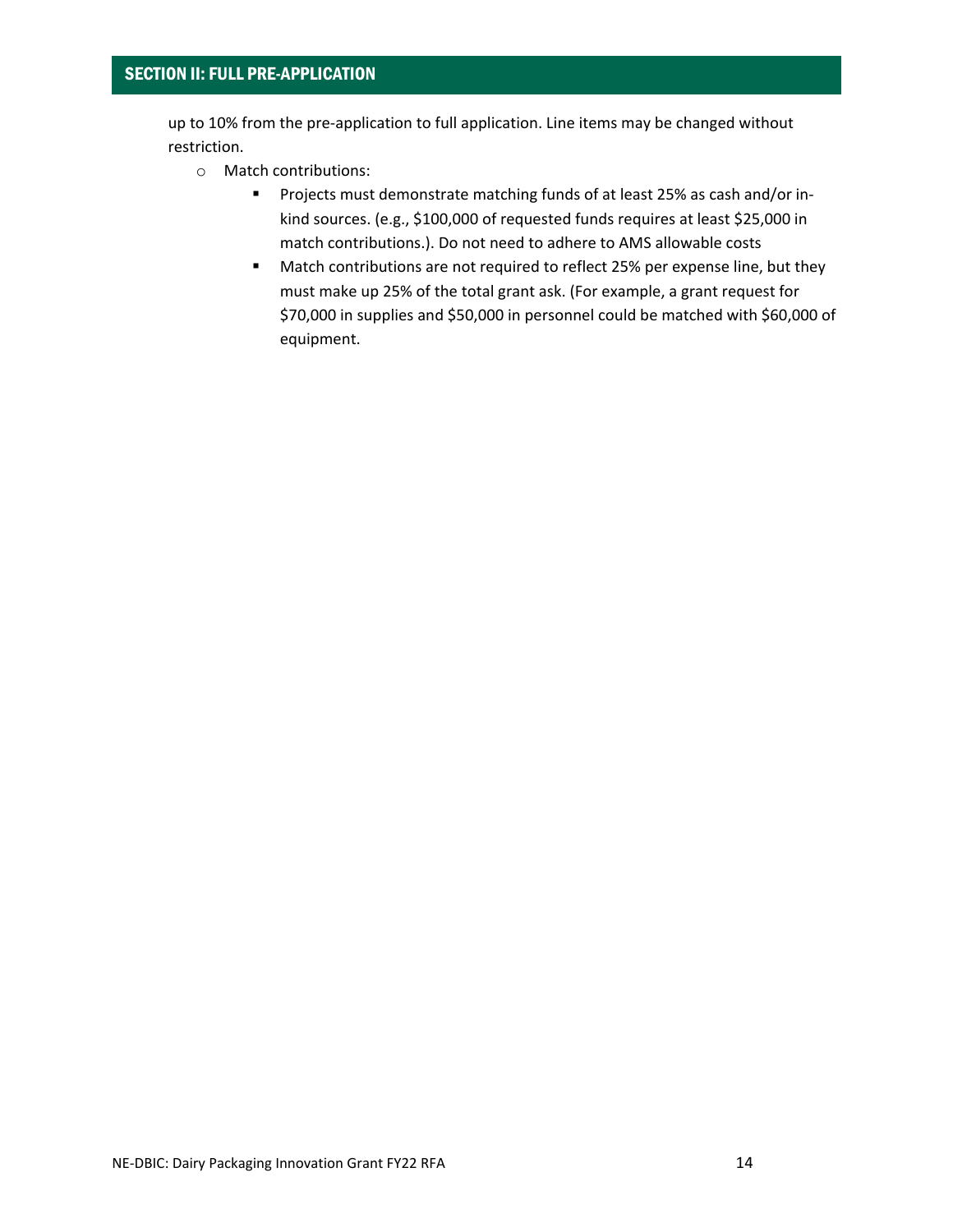## SECTION II: FULL PRE-APPLICATION

up to 10% from the pre-application to full application. Line items may be changed without restriction.

- Match contributions:
  - Projects must demonstrate matching funds of at least 25% as cash and/or in-kind sources. (e.g., $100,000 of requested funds requires at least $25,000 in match contributions.). Do not need to adhere to AMS allowable costs
  - Match contributions are not required to reflect 25% per expense line, but they must make up 25% of the total grant ask. (For example, a grant request for $70,000 in supplies and $50,000 in personnel could be matched with $60,000 of equipment.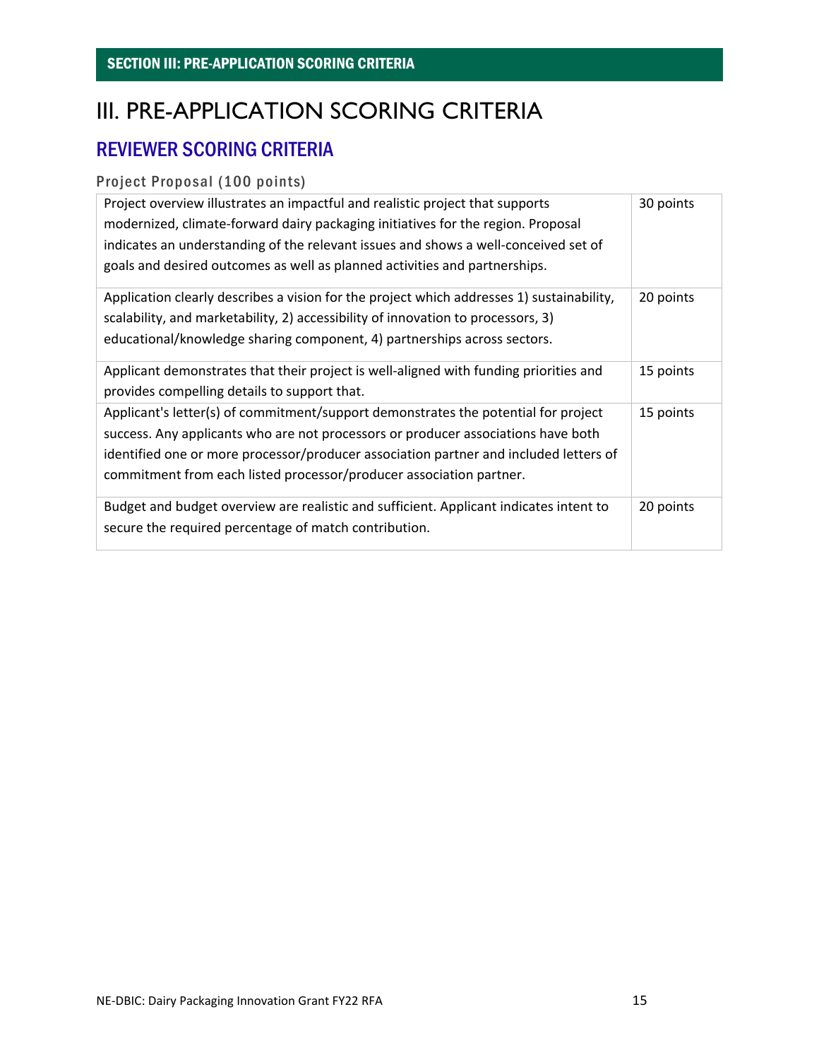## SECTION III: PRE-APPLICATION SCORING CRITERIA

# III. PRE-APPLICATION SCORING CRITERIA

## REVIEWER SCORING CRITERIA

### Project Proposal (100 points)

| Criteria | Points |
|---|---|
| Project overview illustrates an impactful and realistic project that supports modernized, climate-forward dairy packaging initiatives for the region. Proposal indicates an understanding of the relevant issues and shows a well-conceived set of goals and desired outcomes as well as planned activities and partnerships. | 30 points |
| Application clearly describes a vision for the project which addresses 1) sustainability, scalability, and marketability, 2) accessibility of innovation to processors, 3) educational/knowledge sharing component, 4) partnerships across sectors. | 20 points |
| Applicant demonstrates that their project is well-aligned with funding priorities and provides compelling details to support that. | 15 points |
| Applicant's letter(s) of commitment/support demonstrates the potential for project success. Any applicants who are not processors or producer associations have both identified one or more processor/producer association partner and included letters of commitment from each listed processor/producer association partner. | 15 points |
| Budget and budget overview are realistic and sufficient. Applicant indicates intent to secure the required percentage of match contribution. | 20 points |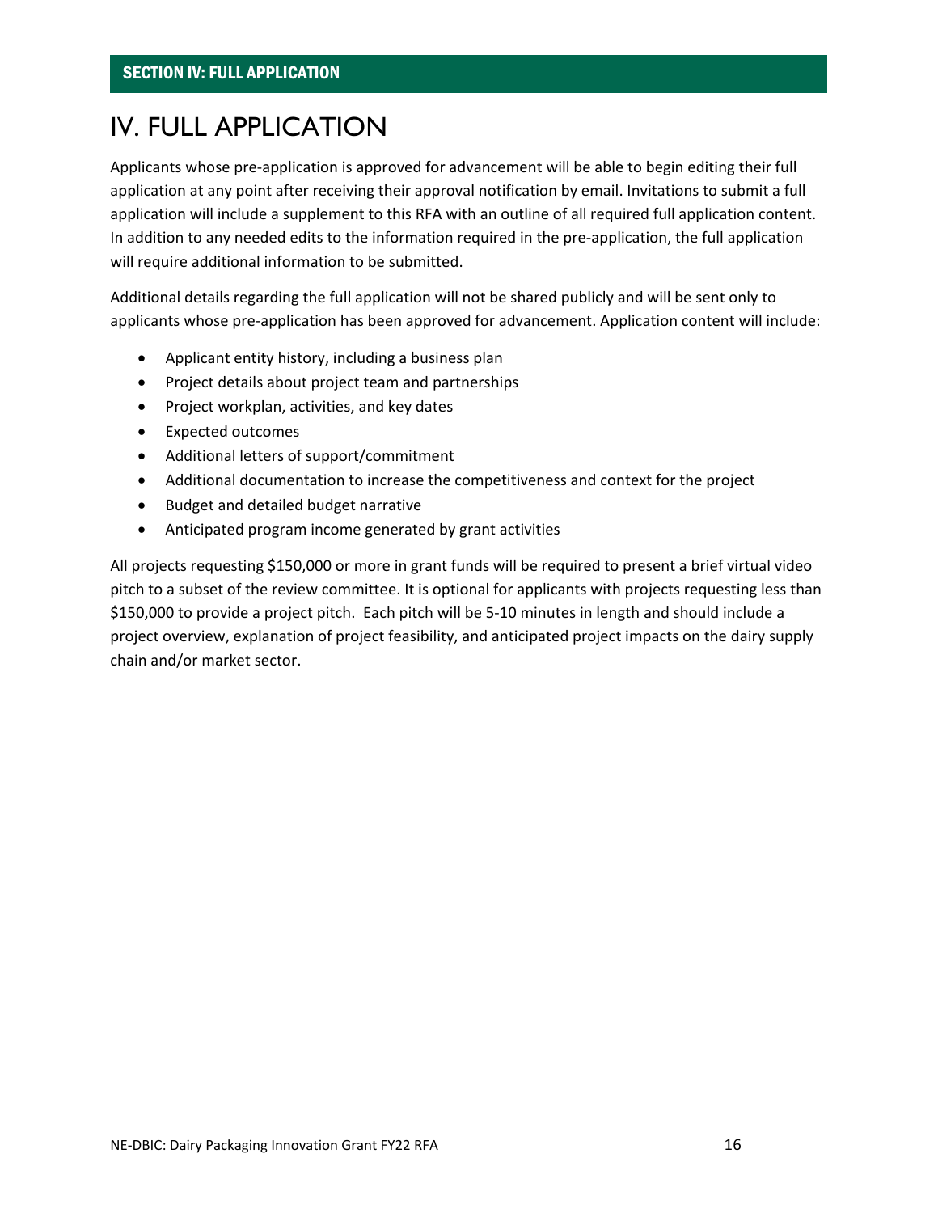# SECTION IV: FULL APPLICATION

## IV. FULL APPLICATION

Applicants whose pre-application is approved for advancement will be able to begin editing their full application at any point after receiving their approval notification by email. Invitations to submit a full application will include a supplement to this RFA with an outline of all required full application content. In addition to any needed edits to the information required in the pre-application, the full application will require additional information to be submitted.

Additional details regarding the full application will not be shared publicly and will be sent only to applicants whose pre-application has been approved for advancement. Application content will include:

- Applicant entity history, including a business plan
- Project details about project team and partnerships
- Project workplan, activities, and key dates
- Expected outcomes
- Additional letters of support/commitment
- Additional documentation to increase the competitiveness and context for the project
- Budget and detailed budget narrative
- Anticipated program income generated by grant activities

All projects requesting $150,000 or more in grant funds will be required to present a brief virtual video pitch to a subset of the review committee. It is optional for applicants with projects requesting less than $150,000 to provide a project pitch. Each pitch will be 5-10 minutes in length and should include a project overview, explanation of project feasibility, and anticipated project impacts on the dairy supply chain and/or market sector.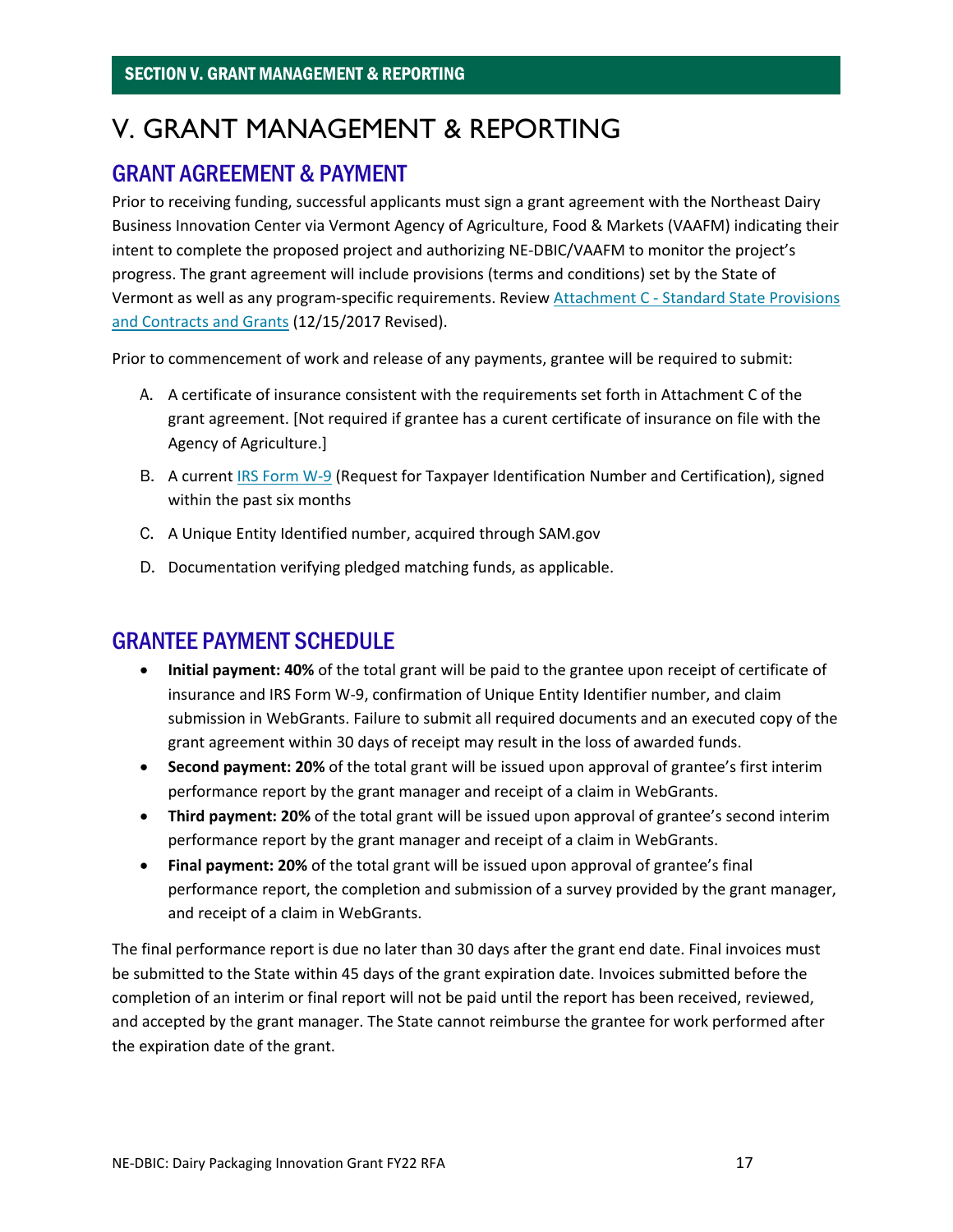# V. GRANT MANAGEMENT & REPORTING

## GRANT AGREEMENT & PAYMENT

Prior to receiving funding, successful applicants must sign a grant agreement with the Northeast Dairy Business Innovation Center via Vermont Agency of Agriculture, Food & Markets (VAAFM) indicating their intent to complete the proposed project and authorizing NE-DBIC/VAAFM to monitor the project's progress. The grant agreement will include provisions (terms and conditions) set by the State of Vermont as well as any program-specific requirements. Review Attachment C - Standard State Provisions and Contracts and Grants (12/15/2017 Revised).

Prior to commencement of work and release of any payments, grantee will be required to submit:

A. A certificate of insurance consistent with the requirements set forth in Attachment C of the grant agreement. [Not required if grantee has a curent certificate of insurance on file with the Agency of Agriculture.]

B. A current IRS Form W-9 (Request for Taxpayer Identification Number and Certification), signed within the past six months

C. A Unique Entity Identified number, acquired through SAM.gov

D. Documentation verifying pledged matching funds, as applicable.

## GRANTEE PAYMENT SCHEDULE

- **Initial payment: 40%** of the total grant will be paid to the grantee upon receipt of certificate of insurance and IRS Form W-9, confirmation of Unique Entity Identifier number, and claim submission in WebGrants. Failure to submit all required documents and an executed copy of the grant agreement within 30 days of receipt may result in the loss of awarded funds.
- **Second payment: 20%** of the total grant will be issued upon approval of grantee's first interim performance report by the grant manager and receipt of a claim in WebGrants.
- **Third payment: 20%** of the total grant will be issued upon approval of grantee's second interim performance report by the grant manager and receipt of a claim in WebGrants.
- **Final payment: 20%** of the total grant will be issued upon approval of grantee's final performance report, the completion and submission of a survey provided by the grant manager, and receipt of a claim in WebGrants.

The final performance report is due no later than 30 days after the grant end date. Final invoices must be submitted to the State within 45 days of the grant expiration date. Invoices submitted before the completion of an interim or final report will not be paid until the report has been received, reviewed, and accepted by the grant manager. The State cannot reimburse the grantee for work performed after the expiration date of the grant.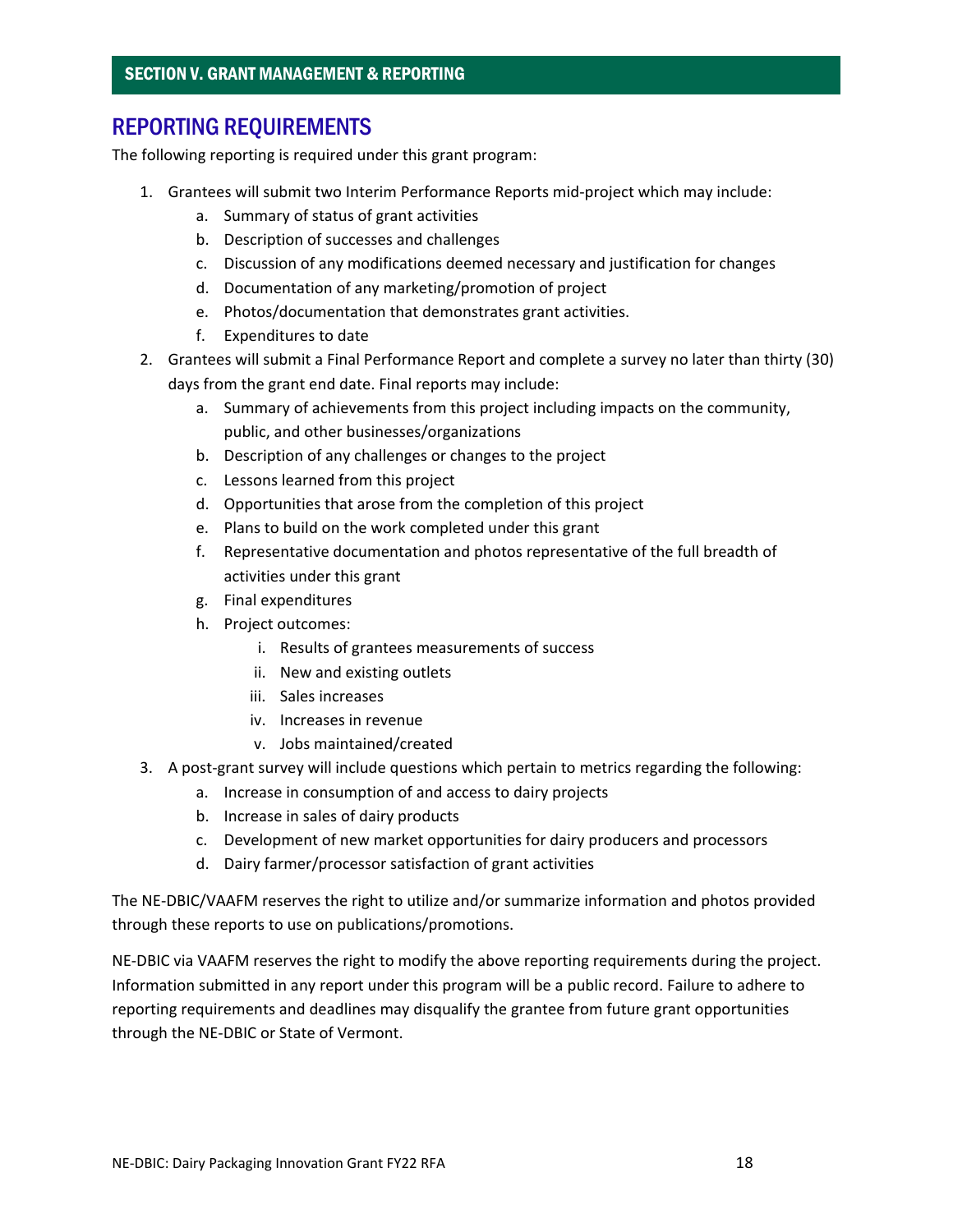## SECTION V. GRANT MANAGEMENT & REPORTING

## REPORTING REQUIREMENTS

The following reporting is required under this grant program:

1. Grantees will submit two Interim Performance Reports mid-project which may include:
    a. Summary of status of grant activities
    b. Description of successes and challenges
    c. Discussion of any modifications deemed necessary and justification for changes
    d. Documentation of any marketing/promotion of project
    e. Photos/documentation that demonstrates grant activities.
    f. Expenditures to date
2. Grantees will submit a Final Performance Report and complete a survey no later than thirty (30) days from the grant end date. Final reports may include:
    a. Summary of achievements from this project including impacts on the community, public, and other businesses/organizations
    b. Description of any challenges or changes to the project
    c. Lessons learned from this project
    d. Opportunities that arose from the completion of this project
    e. Plans to build on the work completed under this grant
    f. Representative documentation and photos representative of the full breadth of activities under this grant
    g. Final expenditures
    h. Project outcomes:
        i. Results of grantees measurements of success
        ii. New and existing outlets
        iii. Sales increases
        iv. Increases in revenue
        v. Jobs maintained/created
3. A post-grant survey will include questions which pertain to metrics regarding the following:
    a. Increase in consumption of and access to dairy projects
    b. Increase in sales of dairy products
    c. Development of new market opportunities for dairy producers and processors
    d. Dairy farmer/processor satisfaction of grant activities

The NE-DBIC/VAAFM reserves the right to utilize and/or summarize information and photos provided through these reports to use on publications/promotions.

NE-DBIC via VAAFM reserves the right to modify the above reporting requirements during the project. Information submitted in any report under this program will be a public record. Failure to adhere to reporting requirements and deadlines may disqualify the grantee from future grant opportunities through the NE-DBIC or State of Vermont.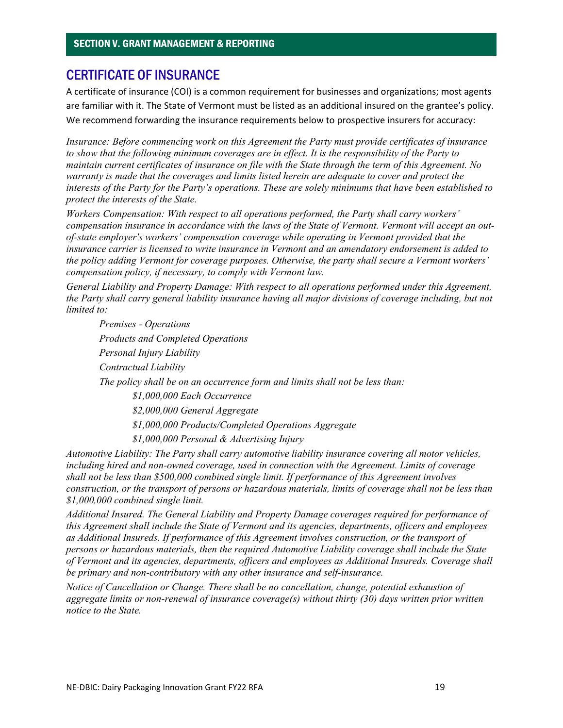## SECTION V. GRANT MANAGEMENT & REPORTING

# CERTIFICATE OF INSURANCE

A certificate of insurance (COI) is a common requirement for businesses and organizations; most agents are familiar with it. The State of Vermont must be listed as an additional insured on the grantee's policy. We recommend forwarding the insurance requirements below to prospective insurers for accuracy:

*Insurance: Before commencing work on this Agreement the Party must provide certificates of insurance to show that the following minimum coverages are in effect. It is the responsibility of the Party to maintain current certificates of insurance on file with the State through the term of this Agreement. No warranty is made that the coverages and limits listed herein are adequate to cover and protect the interests of the Party for the Party's operations. These are solely minimums that have been established to protect the interests of the State.*

*Workers Compensation: With respect to all operations performed, the Party shall carry workers' compensation insurance in accordance with the laws of the State of Vermont. Vermont will accept an out-of-state employer's workers' compensation coverage while operating in Vermont provided that the insurance carrier is licensed to write insurance in Vermont and an amendatory endorsement is added to the policy adding Vermont for coverage purposes. Otherwise, the party shall secure a Vermont workers' compensation policy, if necessary, to comply with Vermont law.*

*General Liability and Property Damage: With respect to all operations performed under this Agreement, the Party shall carry general liability insurance having all major divisions of coverage including, but not limited to:*

*Premises - Operations*

*Products and Completed Operations*

*Personal Injury Liability*

*Contractual Liability*

*The policy shall be on an occurrence form and limits shall not be less than:*

*$1,000,000 Each Occurrence*

*$2,000,000 General Aggregate*

*$1,000,000 Products/Completed Operations Aggregate*

*$1,000,000 Personal & Advertising Injury*

*Automotive Liability: The Party shall carry automotive liability insurance covering all motor vehicles, including hired and non-owned coverage, used in connection with the Agreement. Limits of coverage shall not be less than $500,000 combined single limit. If performance of this Agreement involves construction, or the transport of persons or hazardous materials, limits of coverage shall not be less than $1,000,000 combined single limit.*

*Additional Insured. The General Liability and Property Damage coverages required for performance of this Agreement shall include the State of Vermont and its agencies, departments, officers and employees as Additional Insureds. If performance of this Agreement involves construction, or the transport of persons or hazardous materials, then the required Automotive Liability coverage shall include the State of Vermont and its agencies, departments, officers and employees as Additional Insureds. Coverage shall be primary and non-contributory with any other insurance and self-insurance.*

*Notice of Cancellation or Change. There shall be no cancellation, change, potential exhaustion of aggregate limits or non-renewal of insurance coverage(s) without thirty (30) days written prior written notice to the State.*